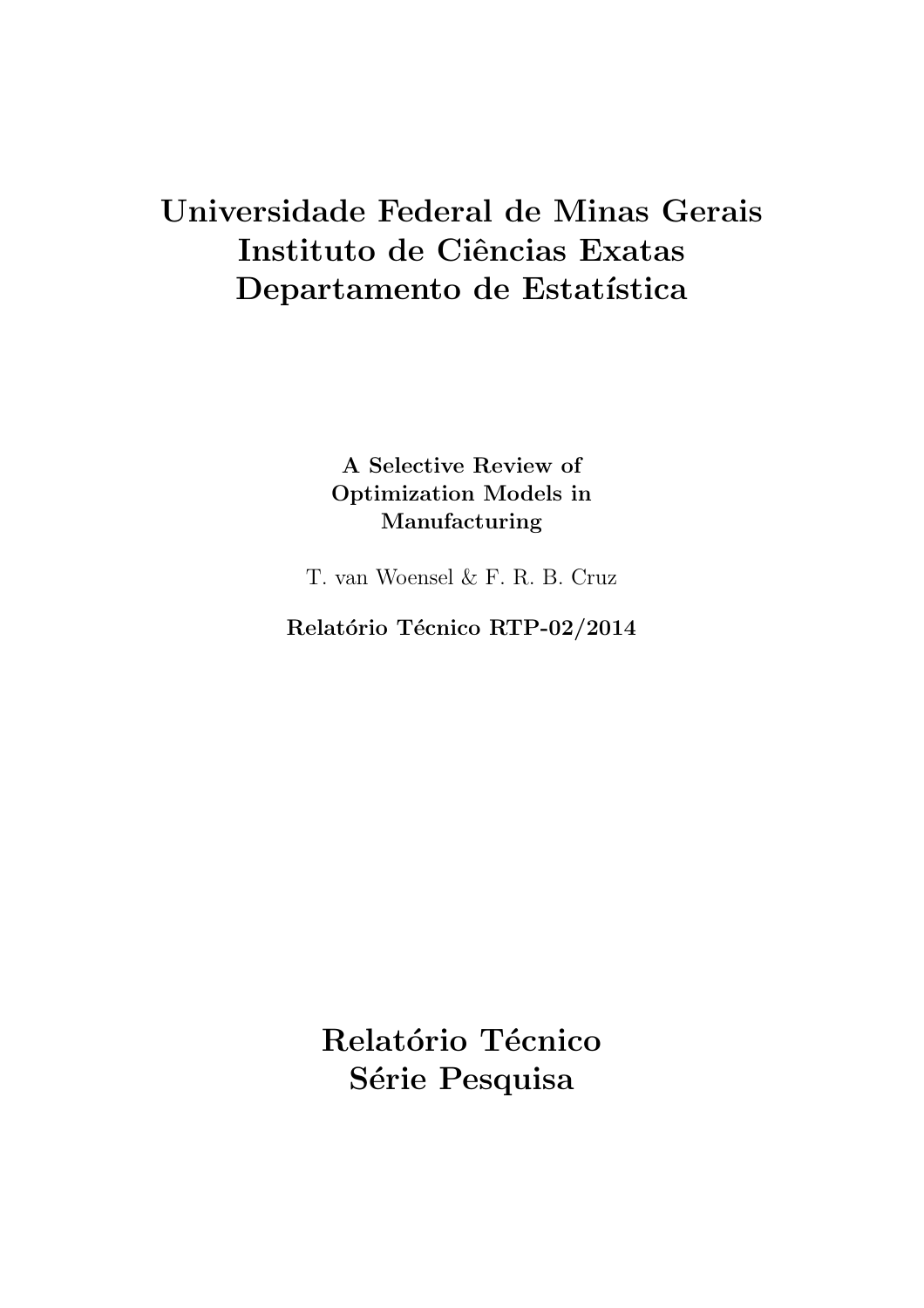# Universidade Federal de Minas Gerais
# Instituto de Ciências Exatas
# Departamento de Estatística

**A Selective Review of Optimization Models in Manufacturing**

T. van Woensel & F. R. B. Cruz

**Relatório Técnico RTP-02/2014**

# Relatório Técnico
# Série Pesquisa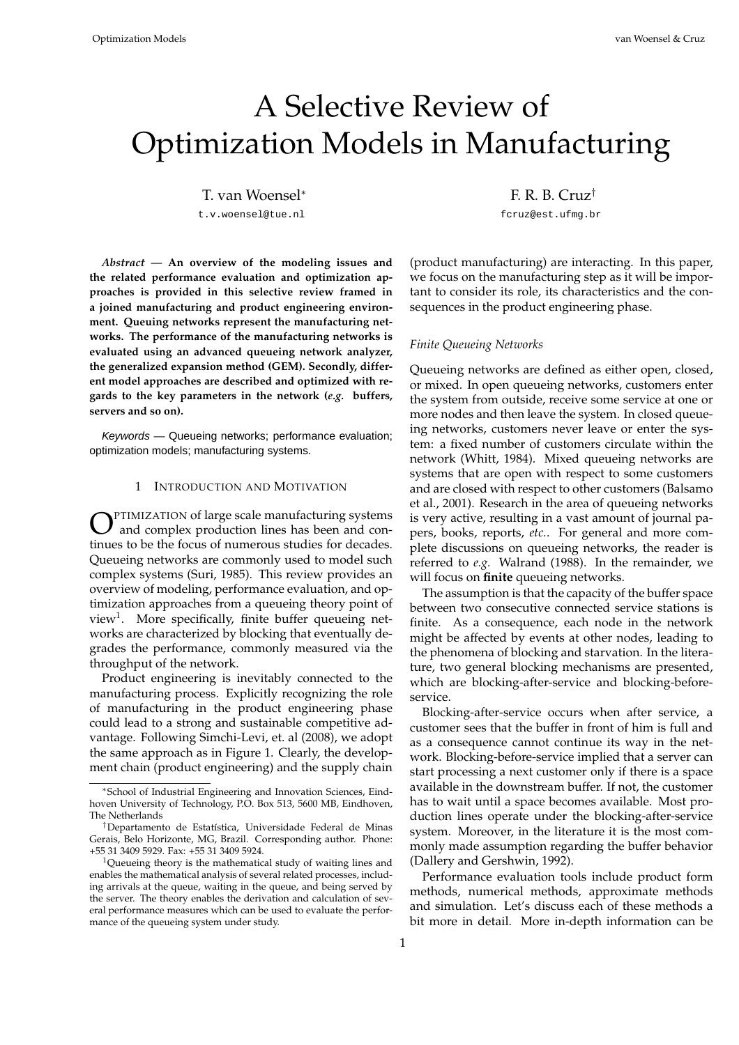# A Selective Review of Optimization Models in Manufacturing

T. van Woensel[*]
t.v.woensel@tue.nl

F. R. B. Cruz[†]
fcruz@est.ufmg.br

***Abstract* — An overview of the modeling issues and the related performance evaluation and optimization approaches is provided in this selective review framed in a joined manufacturing and product engineering environment. Queuing networks represent the manufacturing networks. The performance of the manufacturing networks is evaluated using an advanced queueing network analyzer, the generalized expansion method (GEM). Secondly, different model approaches are described and optimized with regards to the key parameters in the network (*e.g.* buffers, servers and so on).**

*Keywords* — Queueing networks; performance evaluation; optimization models; manufacturing systems.

## 1 Introduction and Motivation

Optimization of large scale manufacturing systems and complex production lines has been and continues to be the focus of numerous studies for decades. Queueing networks are commonly used to model such complex systems (Suri, 1985). This review provides an overview of modeling, performance evaluation, and optimization approaches from a queueing theory point of view[1]. More specifically, finite buffer queueing networks are characterized by blocking that eventually degrades the performance, commonly measured via the throughput of the network.

Product engineering is inevitably connected to the manufacturing process. Explicitly recognizing the role of manufacturing in the product engineering phase could lead to a strong and sustainable competitive advantage. Following Simchi-Levi, et. al (2008), we adopt the same approach as in Figure 1. Clearly, the development chain (product engineering) and the supply chain (product manufacturing) are interacting. In this paper, we focus on the manufacturing step as it will be important to consider its role, its characteristics and the consequences in the product engineering phase.

*Finite Queueing Networks*

Queueing networks are defined as either open, closed, or mixed. In open queueing networks, customers enter the system from outside, receive some service at one or more nodes and then leave the system. In closed queueing networks, customers never leave or enter the system: a fixed number of customers circulate within the network (Whitt, 1984). Mixed queueing networks are systems that are open with respect to some customers and are closed with respect to other customers (Balsamo et al., 2001). Research in the area of queueing networks is very active, resulting in a vast amount of journal papers, books, reports, *etc.*. For general and more complete discussions on queueing networks, the reader is referred to *e.g.* Walrand (1988). In the remainder, we will focus on **finite** queueing networks.

The assumption is that the capacity of the buffer space between two consecutive connected service stations is finite. As a consequence, each node in the network might be affected by events at other nodes, leading to the phenomena of blocking and starvation. In the literature, two general blocking mechanisms are presented, which are blocking-after-service and blocking-before-service.

Blocking-after-service occurs when after service, a customer sees that the buffer in front of him is full and as a consequence cannot continue its way in the network. Blocking-before-service implied that a server can start processing a next customer only if there is a space available in the downstream buffer. If not, the customer has to wait until a space becomes available. Most production lines operate under the blocking-after-service system. Moreover, in the literature it is the most commonly made assumption regarding the buffer behavior (Dallery and Gershwin, 1992).

Performance evaluation tools include product form methods, numerical methods, approximate methods and simulation. Let's discuss each of these methods a bit more in detail. More in-depth information can be

---

[*] School of Industrial Engineering and Innovation Sciences, Eindhoven University of Technology, P.O. Box 513, 5600 MB, Eindhoven, The Netherlands

[†] Departamento de Estatística, Universidade Federal de Minas Gerais, Belo Horizonte, MG, Brazil. Corresponding author. Phone: +55 31 3409 5929. Fax: +55 31 3409 5924.

[1] Queueing theory is the mathematical study of waiting lines and enables the mathematical analysis of several related processes, including arrivals at the queue, waiting in the queue, and being served by the server. The theory enables the derivation and calculation of several performance measures which can be used to evaluate the performance of the queueing system under study.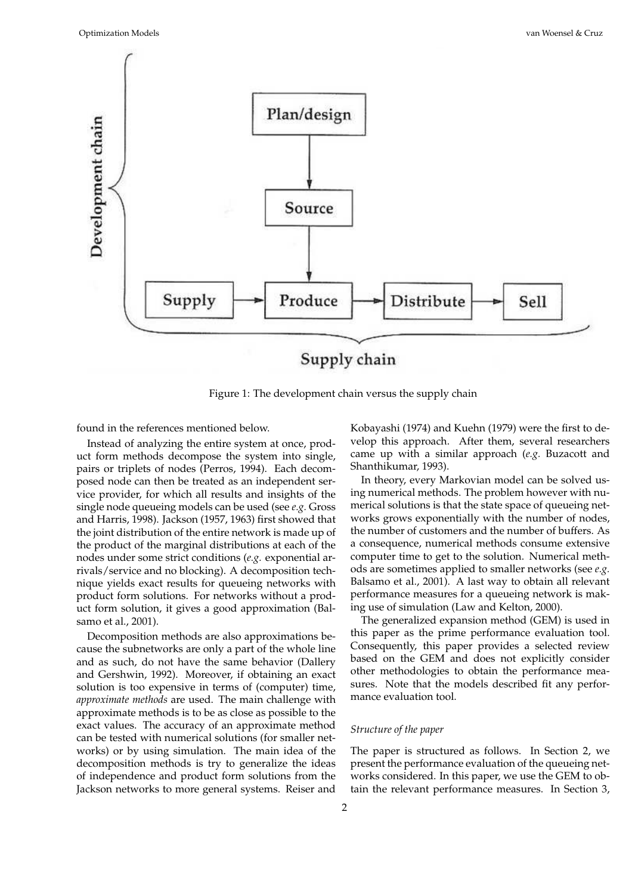Figure 1: The development chain versus the supply chain

found in the references mentioned below.

Instead of analyzing the entire system at once, product form methods decompose the system into single, pairs or triplets of nodes (Perros, 1994). Each decomposed node can then be treated as an independent service provider, for which all results and insights of the single node queueing models can be used (see *e.g.* Gross and Harris, 1998). Jackson (1957, 1963) first showed that the joint distribution of the entire network is made up of the product of the marginal distributions at each of the nodes under some strict conditions (*e.g.* exponential arrivals/service and no blocking). A decomposition technique yields exact results for queueing networks with product form solutions. For networks without a product form solution, it gives a good approximation (Balsamo et al., 2001).

Decomposition methods are also approximations because the subnetworks are only a part of the whole line and as such, do not have the same behavior (Dallery and Gershwin, 1992). Moreover, if obtaining an exact solution is too expensive in terms of (computer) time, *approximate methods* are used. The main challenge with approximate methods is to be as close as possible to the exact values. The accuracy of an approximate method can be tested with numerical solutions (for smaller networks) or by using simulation. The main idea of the decomposition methods is try to generalize the ideas of independence and product form solutions from the Jackson networks to more general systems. Reiser and Kobayashi (1974) and Kuehn (1979) were the first to develop this approach. After them, several researchers came up with a similar approach (*e.g.* Buzacott and Shanthikumar, 1993).

In theory, every Markovian model can be solved using numerical methods. The problem however with numerical solutions is that the state space of queueing networks grows exponentially with the number of nodes, the number of customers and the number of buffers. As a consequence, numerical methods consume extensive computer time to get to the solution. Numerical methods are sometimes applied to smaller networks (see *e.g.* Balsamo et al., 2001). A last way to obtain all relevant performance measures for a queueing network is making use of simulation (Law and Kelton, 2000).

The generalized expansion method (GEM) is used in this paper as the prime performance evaluation tool. Consequently, this paper provides a selected review based on the GEM and does not explicitly consider other methodologies to obtain the performance measures. Note that the models described fit any performance evaluation tool.

### *Structure of the paper*

The paper is structured as follows. In Section 2, we present the performance evaluation of the queueing networks considered. In this paper, we use the GEM to obtain the relevant performance measures. In Section 3,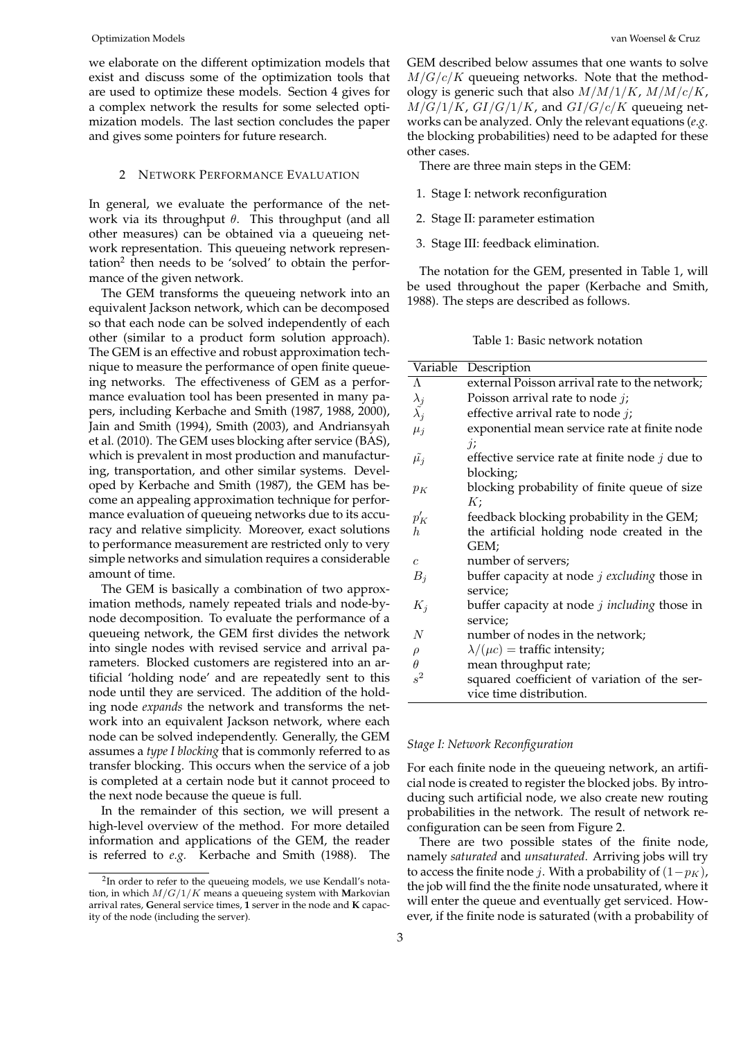we elaborate on the different optimization models that exist and discuss some of the optimization tools that are used to optimize these models. Section 4 gives for a complex network the results for some selected optimization models. The last section concludes the paper and gives some pointers for future research.

## 2 Network Performance Evaluation

In general, we evaluate the performance of the network via its throughput $\theta$. This throughput (and all other measures) can be obtained via a queueing network representation. This queueing network representation[2] then needs to be 'solved' to obtain the performance of the given network.

The GEM transforms the queueing network into an equivalent Jackson network, which can be decomposed so that each node can be solved independently of each other (similar to a product form solution approach). The GEM is an effective and robust approximation technique to measure the performance of open finite queueing networks. The effectiveness of GEM as a performance evaluation tool has been presented in many papers, including Kerbache and Smith (1987, 1988, 2000), Jain and Smith (1994), Smith (2003), and Andriansyah et al. (2010). The GEM uses blocking after service (BAS), which is prevalent in most production and manufacturing, transportation, and other similar systems. Developed by Kerbache and Smith (1987), the GEM has become an appealing approximation technique for performance evaluation of queueing networks due to its accuracy and relative simplicity. Moreover, exact solutions to performance measurement are restricted only to very simple networks and simulation requires a considerable amount of time.

The GEM is basically a combination of two approximation methods, namely repeated trials and node-by-node decomposition. To evaluate the performance of a queueing network, the GEM first divides the network into single nodes with revised service and arrival parameters. Blocked customers are registered into an artificial 'holding node' and are repeatedly sent to this node until they are serviced. The addition of the holding node *expands* the network and transforms the network into an equivalent Jackson network, where each node can be solved independently. Generally, the GEM assumes a *type I blocking* that is commonly referred to as transfer blocking. This occurs when the service of a job is completed at a certain node but it cannot proceed to the next node because the queue is full.

In the remainder of this section, we will present a high-level overview of the method. For more detailed information and applications of the GEM, the reader is referred to *e.g.* Kerbache and Smith (1988). The GEM described below assumes that one wants to solve $M/G/c/K$ queueing networks. Note that the methodology is generic such that also $M/M/1/K$, $M/M/c/K$, $M/G/1/K$, $GI/G/1/K$, and $GI/G/c/K$ queueing networks can be analyzed. Only the relevant equations (*e.g.* the blocking probabilities) need to be adapted for these other cases.

There are three main steps in the GEM:

1. Stage I: network reconfiguration
2. Stage II: parameter estimation
3. Stage III: feedback elimination.

The notation for the GEM, presented in Table 1, will be used throughout the paper (Kerbache and Smith, 1988). The steps are described as follows.

Table 1: Basic network notation

| Variable | Description |
|---|---|
| $\Lambda$ | external Poisson arrival rate to the network; |
| $\lambda_j$ | Poisson arrival rate to node $j$; |
| $\tilde{\lambda_j}$ | effective arrival rate to node $j$; |
| $\mu_j$ | exponential mean service rate at finite node $j$; |
| $\tilde{\mu_j}$ | effective service rate at finite node $j$ due to blocking; |
| $p_K$ | blocking probability of finite queue of size $K$; |
| $p'_K$ | feedback blocking probability in the GEM; |
| $h$ | the artificial holding node created in the GEM; |
| $c$ | number of servers; |
| $B_j$ | buffer capacity at node $j$ *excluding* those in service; |
| $K_j$ | buffer capacity at node $j$ *including* those in service; |
| $N$ | number of nodes in the network; |
| $\rho$ | $\lambda/(\mu c)$ = traffic intensity; |
| $\theta$ | mean throughput rate; |
| $s^2$ | squared coefficient of variation of the service time distribution. |

### *Stage I: Network Reconfiguration*

For each finite node in the queueing network, an artificial node is created to register the blocked jobs. By introducing such artificial node, we also create new routing probabilities in the network. The result of network reconfiguration can be seen from Figure 2.

There are two possible states of the finite node, namely *saturated* and *unsaturated*. Arriving jobs will try to access the finite node $j$. With a probability of $(1-p_K)$, the job will find the the finite node unsaturated, where it will enter the queue and eventually get serviced. However, if the finite node is saturated (with a probability of

[2] In order to refer to the queueing models, we use Kendall's notation, in which $M/G/1/K$ means a queueing system with **M**arkovian arrival rates, **G**eneral service times, **1** server in the node and **K** capacity of the node (including the server).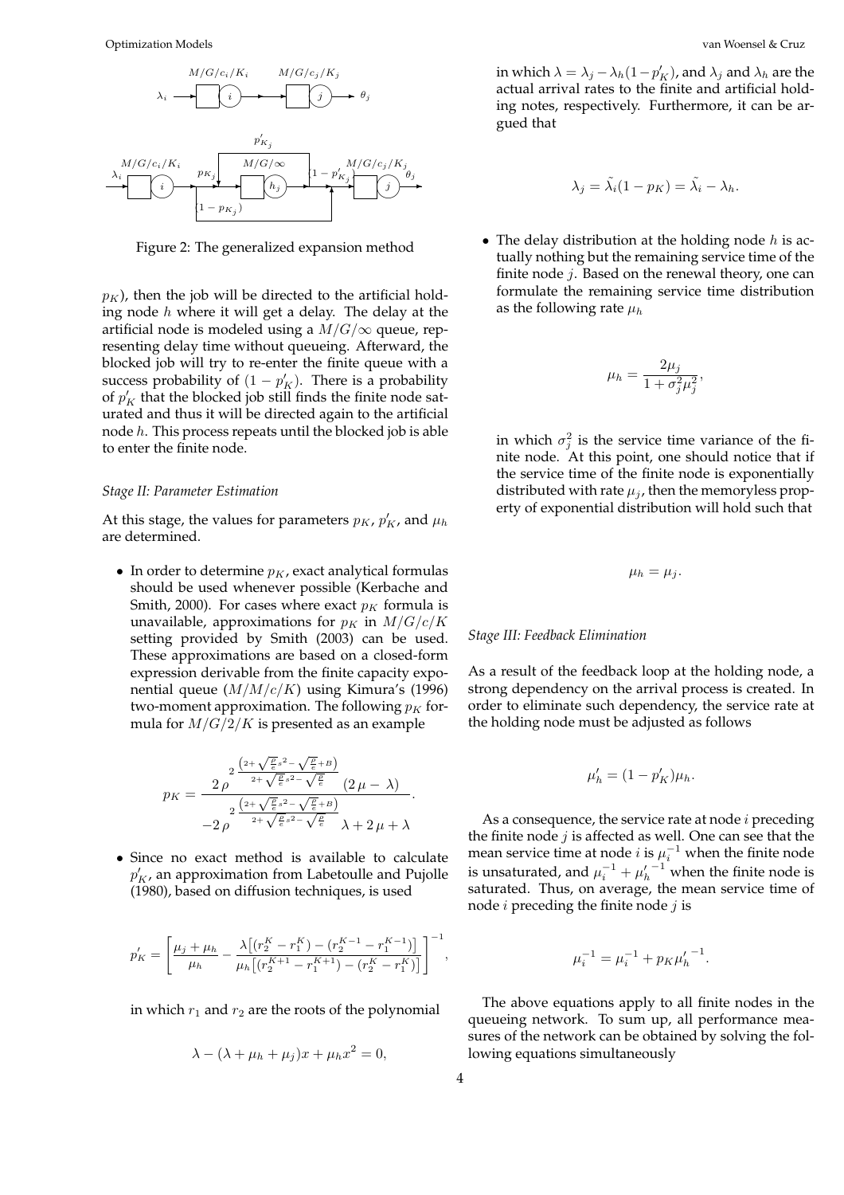Figure 2: The generalized expansion method

$p_K$), then the job will be directed to the artificial holding node $h$ where it will get a delay. The delay at the artificial node is modeled using a $M/G/\infty$ queue, representing delay time without queueing. Afterward, the blocked job will try to re-enter the finite queue with a success probability of $(1 - p'_K)$. There is a probability of $p'_K$ that the blocked job still finds the finite node saturated and thus it will be directed again to the artificial node $h$. This process repeats until the blocked job is able to enter the finite node.

*Stage II: Parameter Estimation*

At this stage, the values for parameters $p_K$, $p'_K$, and $\mu_h$ are determined.

- In order to determine $p_K$, exact analytical formulas should be used whenever possible (Kerbache and Smith, 2000). For cases where exact $p_K$ formula is unavailable, approximations for $p_K$ in $M/G/c/K$ setting provided by Smith (2003) can be used. These approximations are based on a closed-form expression derivable from the finite capacity exponential queue ($M/M/c/K$) using Kimura's (1996) two-moment approximation. The following $p_K$ formula for $M/G/2/K$ is presented as an example

$$p_K = \frac{2\,\rho^{\,2\,\frac{\left(2+\sqrt{\frac{\rho}{c}}s^2-\sqrt{\frac{\rho}{c}}+B\right)}{2+\sqrt{\frac{\rho}{c}}s^2-\sqrt{\frac{\rho}{c}}}}\,(2\,\mu-\lambda)}{-2\,\rho^{\,2\,\frac{\left(2+\sqrt{\frac{\rho}{c}}s^2-\sqrt{\frac{\rho}{c}}+B\right)}{2+\sqrt{\frac{\rho}{c}}s^2-\sqrt{\frac{\rho}{c}}}}\,\lambda+2\,\mu+\lambda}.$$

- Since no exact method is available to calculate $p'_K$, an approximation from Labetoulle and Pujolle (1980), based on diffusion techniques, is used

$$p'_K = \left[\frac{\mu_j + \mu_h}{\mu_h} - \frac{\lambda\left[(r_2^K - r_1^K) - (r_2^{K-1} - r_1^{K-1})\right]}{\mu_h\left[(r_2^{K+1} - r_1^{K+1}) - (r_2^K - r_1^K)\right]}\right]^{-1},$$

in which $r_1$ and $r_2$ are the roots of the polynomial

$$\lambda - (\lambda + \mu_h + \mu_j)x + \mu_h x^2 = 0,$$

in which $\lambda = \lambda_j - \lambda_h(1 - p'_K)$, and $\lambda_j$ and $\lambda_h$ are the actual arrival rates to the finite and artificial holding notes, respectively. Furthermore, it can be argued that

$$\lambda_j = \tilde{\lambda}_i(1 - p_K) = \tilde{\lambda}_i - \lambda_h.$$

- The delay distribution at the holding node $h$ is actually nothing but the remaining service time of the finite node $j$. Based on the renewal theory, one can formulate the remaining service time distribution as the following rate $\mu_h$

$$\mu_h = \frac{2\mu_j}{1 + \sigma_j^2 \mu_j^2},$$

in which $\sigma_j^2$ is the service time variance of the finite node. At this point, one should notice that if the service time of the finite node is exponentially distributed with rate $\mu_j$, then the memoryless property of exponential distribution will hold such that

$$\mu_h = \mu_j.$$

*Stage III: Feedback Elimination*

As a result of the feedback loop at the holding node, a strong dependency on the arrival process is created. In order to eliminate such dependency, the service rate at the holding node must be adjusted as follows

$$\mu'_h = (1 - p'_K)\mu_h.$$

As a consequence, the service rate at node $i$ preceding the finite node $j$ is affected as well. One can see that the mean service time at node $i$ is $\mu_i^{-1}$ when the finite node is unsaturated, and $\mu_i^{-1} + {\mu'_h}^{-1}$ when the finite node is saturated. Thus, on average, the mean service time of node $i$ preceding the finite node $j$ is

$$\mu_i^{-1} = \mu_i^{-1} + p_K {\mu'_h}^{-1}.$$

The above equations apply to all finite nodes in the queueing network. To sum up, all performance measures of the network can be obtained by solving the following equations simultaneously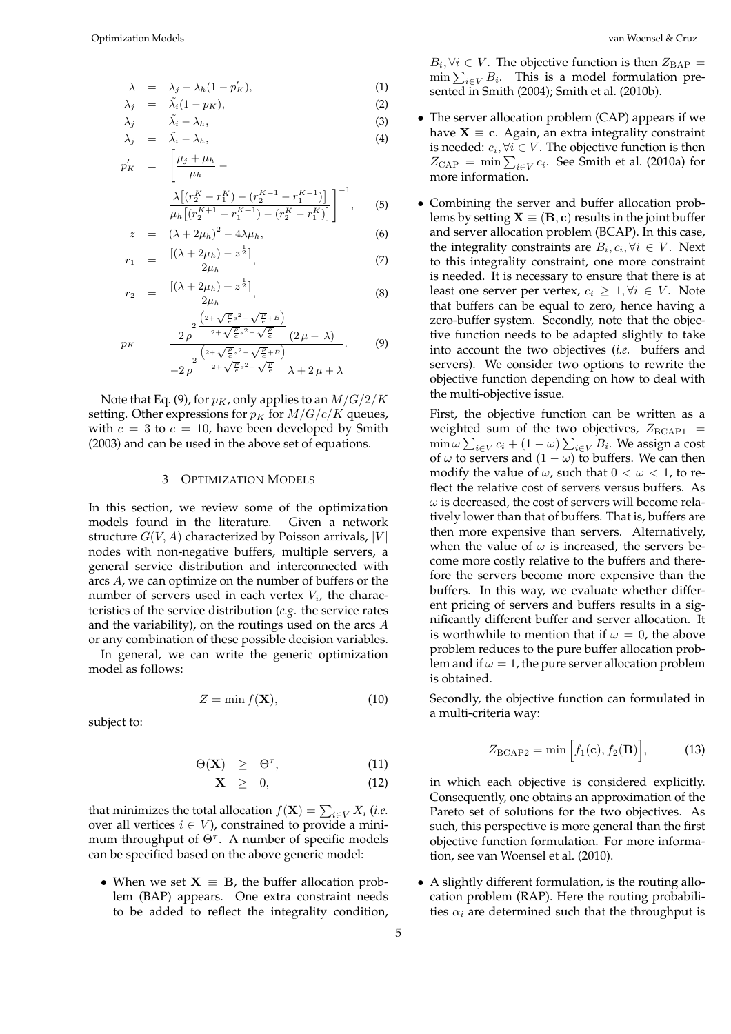$$\lambda = \lambda_j - \lambda_h(1 - p'_K), \tag{1}$$

$$\lambda_j = \tilde{\lambda_i}(1 - p_K), \tag{2}$$

$$\lambda_j = \tilde{\lambda_i} - \lambda_h, \tag{3}$$

$$\lambda_j = \tilde{\lambda_i} - \lambda_h, \tag{4}$$

$$p'_K = \left[ \frac{\mu_j + \mu_h}{\mu_h} - \frac{\lambda\left[(r_2^K - r_1^K) - (r_2^{K-1} - r_1^{K-1})\right]}{\mu_h\left[(r_2^{K+1} - r_1^{K+1}) - (r_2^K - r_1^K)\right]} \right]^{-1}, \tag{5}$$

$$z = (\lambda + 2\mu_h)^2 - 4\lambda\mu_h, \tag{6}$$

$$r_1 = \frac{\left[(\lambda + 2\mu_h) - z^{\frac{1}{2}}\right]}{2\mu_h}, \tag{7}$$

$$r_2 = \frac{\left[(\lambda + 2\mu_h) + z^{\frac{1}{2}}\right]}{2\mu_h}, \tag{8}$$

$$p_K = \frac{2\,\rho^{2\frac{\left(2+\sqrt{\frac{\rho}{e}}s^2 - \sqrt{\frac{\rho}{e}} + B\right)}{2+\sqrt{\frac{\rho}{e}}s^2 - \sqrt{\frac{\rho}{e}}}} \left(2\,\mu - \lambda\right)}{-2\,\rho^{2\frac{\left(2+\sqrt{\frac{\rho}{e}}s^2 - \sqrt{\frac{\rho}{e}} + B\right)}{2+\sqrt{\frac{\rho}{e}}s^2 - \sqrt{\frac{\rho}{e}}}}\,\lambda + 2\,\mu + \lambda}. \tag{9}$$

Note that Eq. (9), for $p_K$, only applies to an $M/G/2/K$ setting. Other expressions for $p_K$ for $M/G/c/K$ queues, with $c = 3$ to $c = 10$, have been developed by Smith (2003) and can be used in the above set of equations.

## 3 Optimization Models

In this section, we review some of the optimization models found in the literature. Given a network structure $G(V, A)$ characterized by Poisson arrivals, $|V|$ nodes with non-negative buffers, multiple servers, a general service distribution and interconnected with arcs $A$, we can optimize on the number of buffers or the number of servers used in each vertex $V_i$, the characteristics of the service distribution (*e.g.* the service rates and the variability), on the routings used on the arcs $A$ or any combination of these possible decision variables.

In general, we can write the generic optimization model as follows:

$$Z = \min f(\mathbf{X}), \tag{10}$$

subject to:

$$\Theta(\mathbf{X}) \geq \Theta^\tau, \tag{11}$$

$$\mathbf{X} \geq 0, \tag{12}$$

that minimizes the total allocation $f(\mathbf{X}) = \sum_{i \in V} X_i$ (*i.e.* over all vertices $i \in V$), constrained to provide a minimum throughput of $\Theta^\tau$. A number of specific models can be specified based on the above generic model:

- When we set $\mathbf{X} \equiv \mathbf{B}$, the buffer allocation problem (BAP) appears. One extra constraint needs to be added to reflect the integrality condition, $B_i, \forall i \in V$. The objective function is then $Z_{\text{BAP}} = \min \sum_{i \in V} B_i$. This is a model formulation presented in Smith (2004); Smith et al. (2010b).

- The server allocation problem (CAP) appears if we have $\mathbf{X} \equiv \mathbf{c}$. Again, an extra integrality constraint is needed: $c_i, \forall i \in V$. The objective function is then $Z_{\text{CAP}} = \min \sum_{i \in V} c_i$. See Smith et al. (2010a) for more information.

- Combining the server and buffer allocation problems by setting $\mathbf{X} \equiv (\mathbf{B}, \mathbf{c})$ results in the joint buffer and server allocation problem (BCAP). In this case, the integrality constraints are $B_i, c_i, \forall i \in V$. Next to this integrality constraint, one more constraint is needed. It is necessary to ensure that there is at least one server per vertex, $c_i \geq 1, \forall i \in V$. Note that buffers can be equal to zero, hence having a zero-buffer system. Secondly, note that the objective function needs to be adapted slightly to take into account the two objectives (*i.e.* buffers and servers). We consider two options to rewrite the objective function depending on how to deal with the multi-objective issue.

  First, the objective function can be written as a weighted sum of the two objectives, $Z_{\text{BCAP1}} = \min \omega \sum_{i \in V} c_i + (1 - \omega) \sum_{i \in V} B_i$. We assign a cost of $\omega$ to servers and $(1 - \omega)$ to buffers. We can then modify the value of $\omega$, such that $0 < \omega < 1$, to reflect the relative cost of servers versus buffers. As $\omega$ is decreased, the cost of servers will become relatively lower than that of buffers. That is, buffers are then more expensive than servers. Alternatively, when the value of $\omega$ is increased, the servers become more costly relative to the buffers and therefore the servers become more expensive than the buffers. In this way, we evaluate whether different pricing of servers and buffers results in a significantly different buffer and server allocation. It is worthwhile to mention that if $\omega = 0$, the above problem reduces to the pure buffer allocation problem and if $\omega = 1$, the pure server allocation problem is obtained.

  Secondly, the objective function can formulated in a multi-criteria way:

$$Z_{\text{BCAP2}} = \min \left[ f_1(\mathbf{c}), f_2(\mathbf{B}) \right], \tag{13}$$

  in which each objective is considered explicitly. Consequently, one obtains an approximation of the Pareto set of solutions for the two objectives. As such, this perspective is more general than the first objective function formulation. For more information, see van Woensel et al. (2010).

- A slightly different formulation, is the routing allocation problem (RAP). Here the routing probabilities $\alpha_i$ are determined such that the throughput is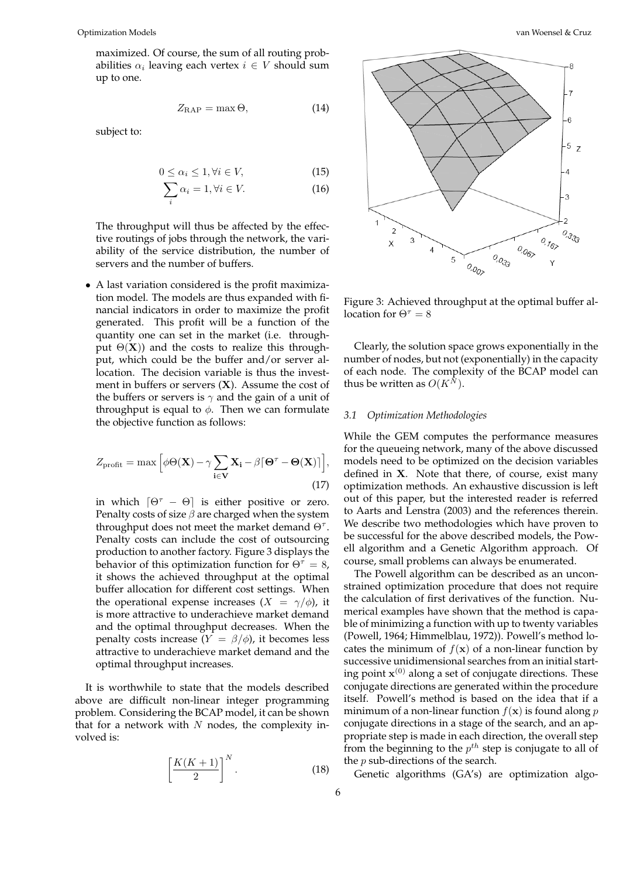maximized. Of course, the sum of all routing probabilities $\alpha_i$ leaving each vertex $i \in V$ should sum up to one.

$$Z_{\text{RAP}} = \max \Theta, \tag{14}$$

subject to:

$$0 \leq \alpha_i \leq 1, \forall i \in V, \tag{15}$$

$$\sum_i \alpha_i = 1, \forall i \in V. \tag{16}$$

The throughput will thus be affected by the effective routings of jobs through the network, the variability of the service distribution, the number of servers and the number of buffers.

- A last variation considered is the profit maximization model. The models are thus expanded with financial indicators in order to maximize the profit generated. This profit will be a function of the quantity one can set in the market (i.e. throughput $\Theta(\mathbf{X})$) and the costs to realize this throughput, which could be the buffer and/or server allocation. The decision variable is thus the investment in buffers or servers ($\mathbf{X}$). Assume the cost of the buffers or servers is $\gamma$ and the gain of a unit of throughput is equal to $\phi$. Then we can formulate the objective function as follows:

$$Z_{\text{profit}} = \max \left[ \phi \Theta(\mathbf{X}) - \gamma \sum_{\mathbf{i} \in \mathbf{V}} \mathbf{X_i} - \beta \lceil \mathbf{\Theta}^{\tau} - \mathbf{\Theta}(\mathbf{X}) \rceil \right], \tag{17}$$

in which $\lceil \Theta^{\tau} - \Theta \rceil$ is either positive or zero. Penalty costs of size $\beta$ are charged when the system throughput does not meet the market demand $\Theta^{\tau}$. Penalty costs can include the cost of outsourcing production to another factory. Figure 3 displays the behavior of this optimization function for $\Theta^{\tau} = 8$, it shows the achieved throughput at the optimal buffer allocation for different cost settings. When the operational expense increases ($X = \gamma/\phi$), it is more attractive to underachieve market demand and the optimal throughput decreases. When the penalty costs increase ($Y = \beta/\phi$), it becomes less attractive to underachieve market demand and the optimal throughput increases.

It is worthwhile to state that the models described above are difficult non-linear integer programming problem. Considering the BCAP model, it can be shown that for a network with $N$ nodes, the complexity involved is:

$$\left[ \frac{K(K+1)}{2} \right]^N. \tag{18}$$

Figure 3: Achieved throughput at the optimal buffer allocation for $\Theta^{\tau} = 8$

Clearly, the solution space grows exponentially in the number of nodes, but not (exponentially) in the capacity of each node. The complexity of the BCAP model can thus be written as $O(K^N)$.

### 3.1 Optimization Methodologies

While the GEM computes the performance measures for the queueing network, many of the above discussed models need to be optimized on the decision variables defined in $\mathbf{X}$. Note that there, of course, exist many optimization methods. An exhaustive discussion is left out of this paper, but the interested reader is referred to Aarts and Lenstra (2003) and the references therein. We describe two methodologies which have proven to be successful for the above described models, the Powell algorithm and a Genetic Algorithm approach. Of course, small problems can always be enumerated.

The Powell algorithm can be described as an unconstrained optimization procedure that does not require the calculation of first derivatives of the function. Numerical examples have shown that the method is capable of minimizing a function with up to twenty variables (Powell, 1964; Himmelblau, 1972)). Powell's method locates the minimum of $f(\mathbf{x})$ of a non-linear function by successive unidimensional searches from an initial starting point $\mathbf{x}^{(0)}$ along a set of conjugate directions. These conjugate directions are generated within the procedure itself. Powell's method is based on the idea that if a minimum of a non-linear function $f(\mathbf{x})$ is found along $p$ conjugate directions in a stage of the search, and an appropriate step is made in each direction, the overall step from the beginning to the $p^{th}$ step is conjugate to all of the $p$ sub-directions of the search.

Genetic algorithms (GA's) are optimization algo-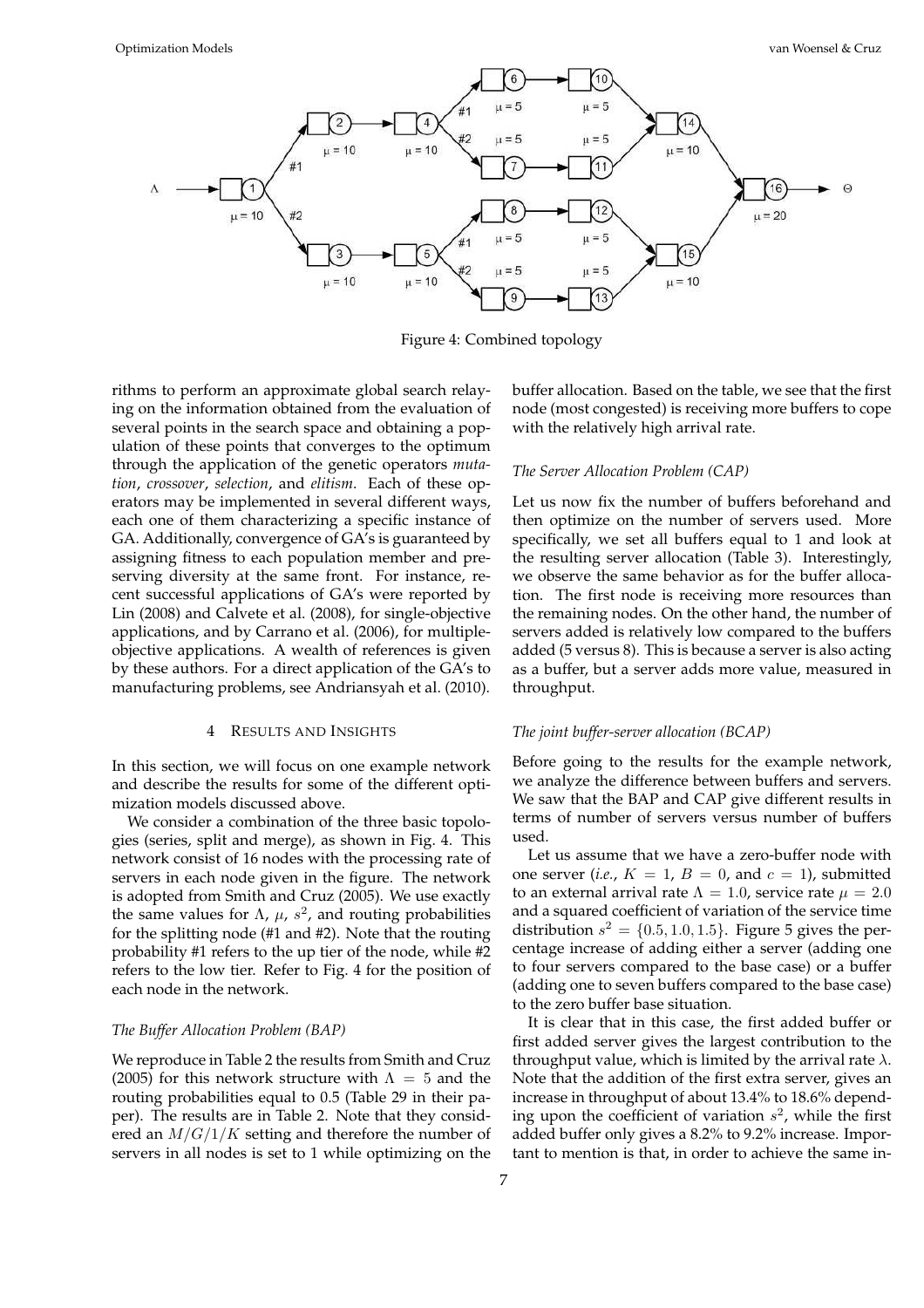Figure 4: Combined topology

rithms to perform an approximate global search relaying on the information obtained from the evaluation of several points in the search space and obtaining a population of these points that converges to the optimum through the application of the genetic operators *mutation*, *crossover*, *selection*, and *elitism*. Each of these operators may be implemented in several different ways, each one of them characterizing a specific instance of GA. Additionally, convergence of GA's is guaranteed by assigning fitness to each population member and preserving diversity at the same front. For instance, recent successful applications of GA's were reported by Lin (2008) and Calvete et al. (2008), for single-objective applications, and by Carrano et al. (2006), for multiple-objective applications. A wealth of references is given by these authors. For a direct application of the GA's to manufacturing problems, see Andriansyah et al. (2010).

## 4 Results and Insights

In this section, we will focus on one example network and describe the results for some of the different optimization models discussed above.

We consider a combination of the three basic topologies (series, split and merge), as shown in Fig. 4. This network consist of 16 nodes with the processing rate of servers in each node given in the figure. The network is adopted from Smith and Cruz (2005). We use exactly the same values for $\Lambda$, $\mu$, $s^2$, and routing probabilities for the splitting node (#1 and #2). Note that the routing probability #1 refers to the up tier of the node, while #2 refers to the low tier. Refer to Fig. 4 for the position of each node in the network.

### The Buffer Allocation Problem (BAP)

We reproduce in Table 2 the results from Smith and Cruz (2005) for this network structure with $\Lambda = 5$ and the routing probabilities equal to 0.5 (Table 29 in their paper). The results are in Table 2. Note that they considered an $M/G/1/K$ setting and therefore the number of servers in all nodes is set to 1 while optimizing on the buffer allocation. Based on the table, we see that the first node (most congested) is receiving more buffers to cope with the relatively high arrival rate.

### The Server Allocation Problem (CAP)

Let us now fix the number of buffers beforehand and then optimize on the number of servers used. More specifically, we set all buffers equal to 1 and look at the resulting server allocation (Table 3). Interestingly, we observe the same behavior as for the buffer allocation. The first node is receiving more resources than the remaining nodes. On the other hand, the number of servers added is relatively low compared to the buffers added (5 versus 8). This is because a server is also acting as a buffer, but a server adds more value, measured in throughput.

### The joint buffer-server allocation (BCAP)

Before going to the results for the example network, we analyze the difference between buffers and servers. We saw that the BAP and CAP give different results in terms of number of servers versus number of buffers used.

Let us assume that we have a zero-buffer node with one server (*i.e.*, $K = 1$, $B = 0$, and $c = 1$), submitted to an external arrival rate $\Lambda = 1.0$, service rate $\mu = 2.0$ and a squared coefficient of variation of the service time distribution $s^2 = \{0.5, 1.0, 1.5\}$. Figure 5 gives the percentage increase of adding either a server (adding one to four servers compared to the base case) or a buffer (adding one to seven buffers compared to the base case) to the zero buffer base situation.

It is clear that in this case, the first added buffer or first added server gives the largest contribution to the throughput value, which is limited by the arrival rate $\lambda$. Note that the addition of the first extra server, gives an increase in throughput of about 13.4% to 18.6% depending upon the coefficient of variation $s^2$, while the first added buffer only gives a 8.2% to 9.2% increase. Important to mention is that, in order to achieve the same in-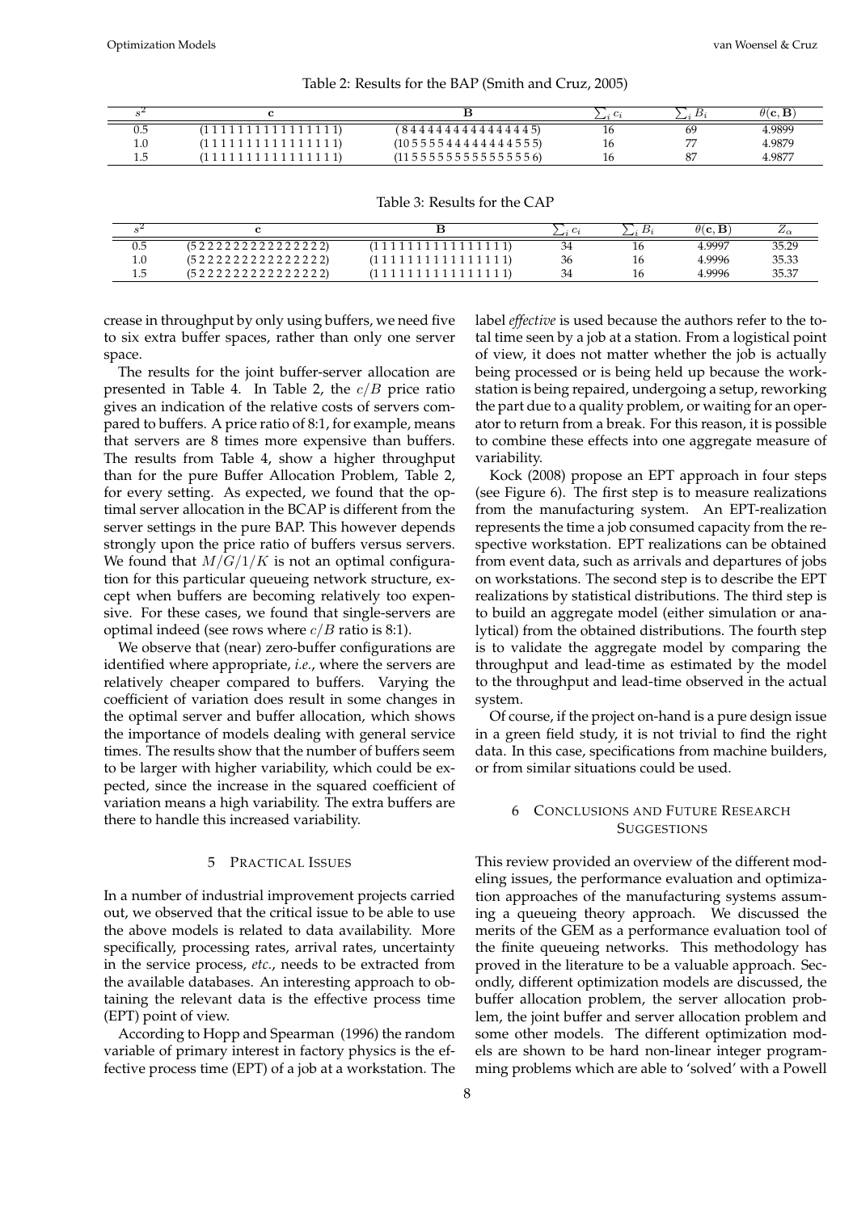Table 2: Results for the BAP (Smith and Cruz, 2005)

| $s^2$ | $\mathbf{c}$ | $\mathbf{B}$ | $\sum_i c_i$ | $\sum_i B_i$ | $\theta(\mathbf{c}, \mathbf{B})$ |
|---|---|---|---|---|---|
| 0.5 | (1 1 1 1 1 1 1 1 1 1 1 1 1 1 1 1) | ( 8 4 4 4 4 4 4 4 4 4 4 4 4 4 4 5) | 16 | 69 | 4.9899 |
| 1.0 | (1 1 1 1 1 1 1 1 1 1 1 1 1 1 1 1) | (10 5 5 5 5 4 4 4 4 4 4 4 4 5 5 5) | 16 | 77 | 4.9879 |
| 1.5 | (1 1 1 1 1 1 1 1 1 1 1 1 1 1 1 1) | (11 5 5 5 5 5 5 5 5 5 5 5 5 5 5 6) | 16 | 87 | 4.9877 |

Table 3: Results for the CAP

| $s^2$ | $\mathbf{c}$ | $\mathbf{B}$ | $\sum_i c_i$ | $\sum_i B_i$ | $\theta(\mathbf{c}, \mathbf{B})$ | $Z_\alpha$ |
|---|---|---|---|---|---|---|
| 0.5 | (5 2 2 2 2 2 2 2 2 2 2 2 2 2 2 2) | (1 1 1 1 1 1 1 1 1 1 1 1 1 1 1 1) | 34 | 16 | 4.9997 | 35.29 |
| 1.0 | (5 2 2 2 2 2 2 2 2 2 2 2 2 2 2 2) | (1 1 1 1 1 1 1 1 1 1 1 1 1 1 1 1) | 36 | 16 | 4.9996 | 35.33 |
| 1.5 | (5 2 2 2 2 2 2 2 2 2 2 2 2 2 2 2) | (1 1 1 1 1 1 1 1 1 1 1 1 1 1 1 1) | 34 | 16 | 4.9996 | 35.37 |

crease in throughput by only using buffers, we need five to six extra buffer spaces, rather than only one server space.

The results for the joint buffer-server allocation are presented in Table 4. In Table 2, the $c/B$ price ratio gives an indication of the relative costs of servers compared to buffers. A price ratio of 8:1, for example, means that servers are 8 times more expensive than buffers. The results from Table 4, show a higher throughput than for the pure Buffer Allocation Problem, Table 2, for every setting. As expected, we found that the optimal server allocation in the BCAP is different from the server settings in the pure BAP. This however depends strongly upon the price ratio of buffers versus servers. We found that $M/G/1/K$ is not an optimal configuration for this particular queueing network structure, except when buffers are becoming relatively too expensive. For these cases, we found that single-servers are optimal indeed (see rows where $c/B$ ratio is 8:1).

We observe that (near) zero-buffer configurations are identified where appropriate, *i.e.*, where the servers are relatively cheaper compared to buffers. Varying the coefficient of variation does result in some changes in the optimal server and buffer allocation, which shows the importance of models dealing with general service times. The results show that the number of buffers seem to be larger with higher variability, which could be expected, since the increase in the squared coefficient of variation means a high variability. The extra buffers are there to handle this increased variability.

## 5 Practical Issues

In a number of industrial improvement projects carried out, we observed that the critical issue to be able to use the above models is related to data availability. More specifically, processing rates, arrival rates, uncertainty in the service process, *etc.*, needs to be extracted from the available databases. An interesting approach to obtaining the relevant data is the effective process time (EPT) point of view.

According to Hopp and Spearman (1996) the random variable of primary interest in factory physics is the effective process time (EPT) of a job at a workstation. The label *effective* is used because the authors refer to the total time seen by a job at a station. From a logistical point of view, it does not matter whether the job is actually being processed or is being held up because the workstation is being repaired, undergoing a setup, reworking the part due to a quality problem, or waiting for an operator to return from a break. For this reason, it is possible to combine these effects into one aggregate measure of variability.

Kock (2008) propose an EPT approach in four steps (see Figure 6). The first step is to measure realizations from the manufacturing system. An EPT-realization represents the time a job consumed capacity from the respective workstation. EPT realizations can be obtained from event data, such as arrivals and departures of jobs on workstations. The second step is to describe the EPT realizations by statistical distributions. The third step is to build an aggregate model (either simulation or analytical) from the obtained distributions. The fourth step is to validate the aggregate model by comparing the throughput and lead-time as estimated by the model to the throughput and lead-time observed in the actual system.

Of course, if the project on-hand is a pure design issue in a green field study, it is not trivial to find the right data. In this case, specifications from machine builders, or from similar situations could be used.

## 6 Conclusions and Future Research Suggestions

This review provided an overview of the different modeling issues, the performance evaluation and optimization approaches of the manufacturing systems assuming a queueing theory approach. We discussed the merits of the GEM as a performance evaluation tool of the finite queueing networks. This methodology has proved in the literature to be a valuable approach. Secondly, different optimization models are discussed, the server allocation problem, the buffer allocation problem, the joint buffer and server allocation problem and some other models. The different optimization models are shown to be hard non-linear integer programming problems which are able to 'solved' with a Powell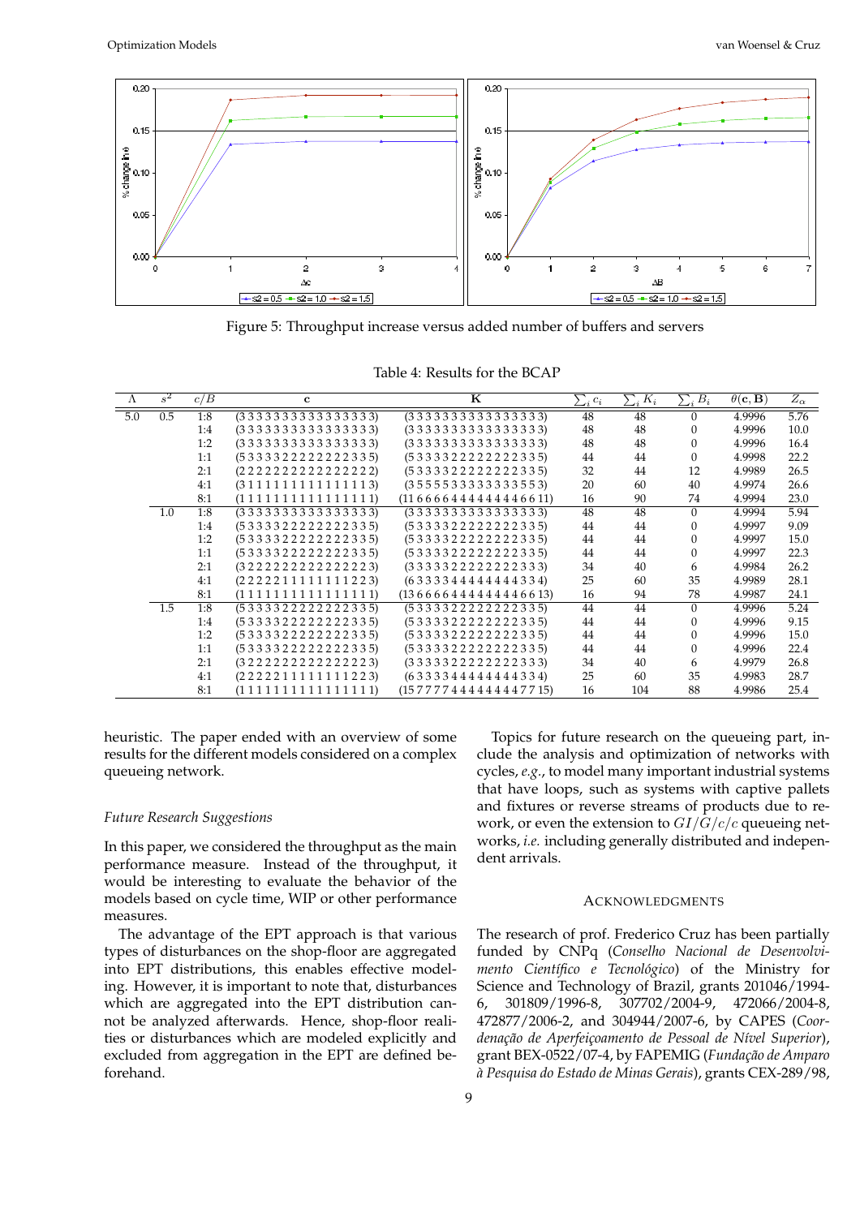Figure 5: Throughput increase versus added number of buffers and servers

Table 4: Results for the BCAP

| $\Lambda$ | $s^2$ | $c/B$ | $\mathbf{c}$ | $\mathbf{K}$ | $\sum_i c_i$ | $\sum_i K_i$ | $\sum_i B_i$ | $\theta(\mathbf{c}, \mathbf{B})$ | $Z_\alpha$ |
|---|---|---|---|---|---|---|---|---|---|
| 5.0 | 0.5 | 1:8 | (3 3 3 3 3 3 3 3 3 3 3 3 3 3 3 3) | (3 3 3 3 3 3 3 3 3 3 3 3 3 3 3 3) | 48 | 48 | 0 | 4.9996 | 5.76 |
| | | 1:4 | (3 3 3 3 3 3 3 3 3 3 3 3 3 3 3 3) | (3 3 3 3 3 3 3 3 3 3 3 3 3 3 3 3) | 48 | 48 | 0 | 4.9996 | 10.0 |
| | | 1:2 | (3 3 3 3 3 3 3 3 3 3 3 3 3 3 3 3) | (3 3 3 3 3 3 3 3 3 3 3 3 3 3 3 3) | 48 | 48 | 0 | 4.9996 | 16.4 |
| | | 1:1 | (5 3 3 3 3 2 2 2 2 2 2 2 2 3 3 5) | (5 3 3 3 3 2 2 2 2 2 2 2 2 3 3 5) | 44 | 44 | 0 | 4.9998 | 22.2 |
| | | 2:1 | (2 2 2 2 2 2 2 2 2 2 2 2 2 2 2 2) | (5 3 3 3 3 2 2 2 2 2 2 2 2 3 3 5) | 32 | 44 | 12 | 4.9989 | 26.5 |
| | | 4:1 | (3 1 1 1 1 1 1 1 1 1 1 1 1 1 1 3) | (3 5 5 5 5 3 3 3 3 3 3 3 3 5 5 3) | 20 | 60 | 40 | 4.9974 | 26.6 |
| | | 8:1 | (1 1 1 1 1 1 1 1 1 1 1 1 1 1 1 1) | (11 6 6 6 6 4 4 4 4 4 4 4 4 6 6 11) | 16 | 90 | 74 | 4.9994 | 23.0 |
| | 1.0 | 1:8 | (3 3 3 3 3 3 3 3 3 3 3 3 3 3 3 3) | (3 3 3 3 3 3 3 3 3 3 3 3 3 3 3 3) | 48 | 48 | 0 | 4.9994 | 5.94 |
| | | 1:4 | (5 3 3 3 3 2 2 2 2 2 2 2 2 3 3 5) | (5 3 3 3 3 2 2 2 2 2 2 2 2 3 3 5) | 44 | 44 | 0 | 4.9997 | 9.09 |
| | | 1:2 | (5 3 3 3 3 2 2 2 2 2 2 2 2 3 3 5) | (5 3 3 3 3 2 2 2 2 2 2 2 2 3 3 5) | 44 | 44 | 0 | 4.9997 | 15.0 |
| | | 1:1 | (5 3 3 3 3 2 2 2 2 2 2 2 2 3 3 5) | (5 3 3 3 3 2 2 2 2 2 2 2 2 3 3 5) | 44 | 44 | 0 | 4.9997 | 22.3 |
| | | 2:1 | (3 2 2 2 2 2 2 2 2 2 2 2 2 2 2 3) | (3 3 3 3 3 2 2 2 2 2 2 2 2 3 3 3) | 34 | 40 | 6 | 4.9984 | 26.2 |
| | | 4:1 | (2 2 2 2 2 1 1 1 1 1 1 1 1 2 2 3) | (6 3 3 3 3 4 4 4 4 4 4 4 4 3 3 4) | 25 | 60 | 35 | 4.9989 | 28.1 |
| | | 8:1 | (1 1 1 1 1 1 1 1 1 1 1 1 1 1 1 1) | (13 6 6 6 6 4 4 4 4 4 4 4 4 6 6 13) | 16 | 94 | 78 | 4.9987 | 24.1 |
| | 1.5 | 1:8 | (5 3 3 3 3 2 2 2 2 2 2 2 2 3 3 5) | (5 3 3 3 3 2 2 2 2 2 2 2 2 3 3 5) | 44 | 44 | 0 | 4.9996 | 5.24 |
| | | 1:4 | (5 3 3 3 3 2 2 2 2 2 2 2 2 3 3 5) | (5 3 3 3 3 2 2 2 2 2 2 2 2 3 3 5) | 44 | 44 | 0 | 4.9996 | 9.15 |
| | | 1:2 | (5 3 3 3 3 2 2 2 2 2 2 2 2 3 3 5) | (5 3 3 3 3 2 2 2 2 2 2 2 2 3 3 5) | 44 | 44 | 0 | 4.9996 | 15.0 |
| | | 1:1 | (5 3 3 3 3 2 2 2 2 2 2 2 2 3 3 5) | (5 3 3 3 3 2 2 2 2 2 2 2 2 3 3 5) | 44 | 44 | 0 | 4.9996 | 22.4 |
| | | 2:1 | (3 2 2 2 2 2 2 2 2 2 2 2 2 2 2 3) | (3 3 3 3 3 2 2 2 2 2 2 2 2 3 3 3) | 34 | 40 | 6 | 4.9979 | 26.8 |
| | | 4:1 | (2 2 2 2 2 1 1 1 1 1 1 1 1 2 2 3) | (6 3 3 3 3 4 4 4 4 4 4 4 4 3 3 4) | 25 | 60 | 35 | 4.9983 | 28.7 |
| | | 8:1 | (1 1 1 1 1 1 1 1 1 1 1 1 1 1 1 1) | (15 7 7 7 7 4 4 4 4 4 4 4 4 7 7 15) | 16 | 104 | 88 | 4.9986 | 25.4 |

heuristic. The paper ended with an overview of some results for the different models considered on a complex queueing network.

### *Future Research Suggestions*

In this paper, we considered the throughput as the main performance measure. Instead of the throughput, it would be interesting to evaluate the behavior of the models based on cycle time, WIP or other performance measures.

The advantage of the EPT approach is that various types of disturbances on the shop-floor are aggregated into EPT distributions, this enables effective modeling. However, it is important to note that, disturbances which are aggregated into the EPT distribution cannot be analyzed afterwards. Hence, shop-floor realities or disturbances which are modeled explicitly and excluded from aggregation in the EPT are defined beforehand.

Topics for future research on the queueing part, include the analysis and optimization of networks with cycles, *e.g.*, to model many important industrial systems that have loops, such as systems with captive pallets and fixtures or reverse streams of products due to rework, or even the extension to $GI/G/c/c$ queueing networks, *i.e.* including generally distributed and independent arrivals.

## Acknowledgments

The research of prof. Frederico Cruz has been partially funded by CNPq (*Conselho Nacional de Desenvolvimento Científico e Tecnológico*) of the Ministry for Science and Technology of Brazil, grants 201046/1994-6, 301809/1996-8, 307702/2004-9, 472066/2004-8, 472877/2006-2, and 304944/2007-6, by CAPES (*Coordenação de Aperfeiçoamento de Pessoal de Nível Superior*), grant BEX-0522/07-4, by FAPEMIG (*Fundação de Amparo à Pesquisa do Estado de Minas Gerais*), grants CEX-289/98,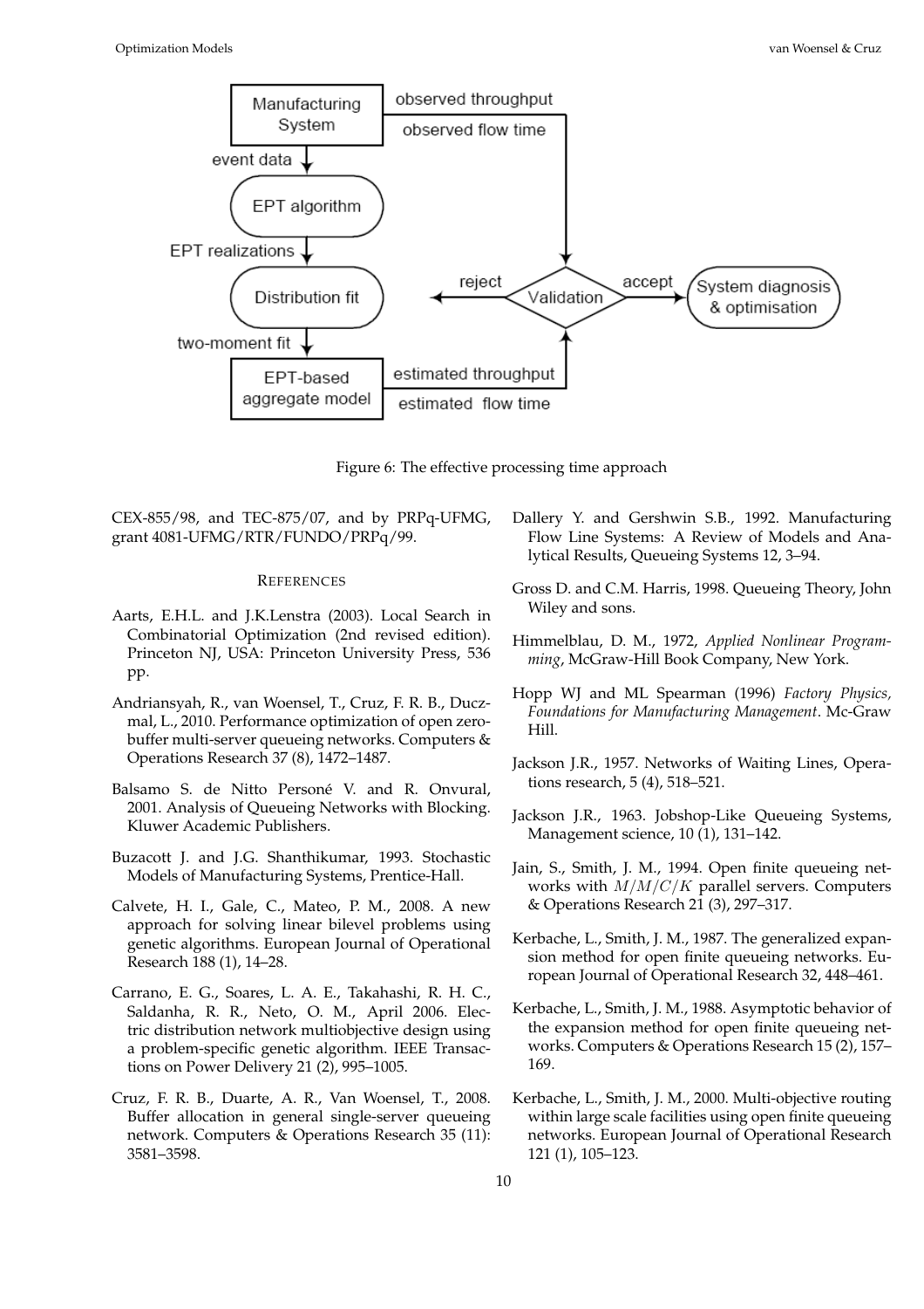Figure 6: The effective processing time approach

CEX-855/98, and TEC-875/07, and by PRPq-UFMG, grant 4081-UFMG/RTR/FUNDO/PRPq/99.

## References

Aarts, E.H.L. and J.K.Lenstra (2003). Local Search in Combinatorial Optimization (2nd revised edition). Princeton NJ, USA: Princeton University Press, 536 pp.

Andriansyah, R., van Woensel, T., Cruz, F. R. B., Duczmal, L., 2010. Performance optimization of open zero-buffer multi-server queueing networks. Computers & Operations Research 37 (8), 1472–1487.

Balsamo S. de Nitto Personé V. and R. Onvural, 2001. Analysis of Queueing Networks with Blocking. Kluwer Academic Publishers.

Buzacott J. and J.G. Shanthikumar, 1993. Stochastic Models of Manufacturing Systems, Prentice-Hall.

Calvete, H. I., Gale, C., Mateo, P. M., 2008. A new approach for solving linear bilevel problems using genetic algorithms. European Journal of Operational Research 188 (1), 14–28.

Carrano, E. G., Soares, L. A. E., Takahashi, R. H. C., Saldanha, R. R., Neto, O. M., April 2006. Electric distribution network multiobjective design using a problem-specific genetic algorithm. IEEE Transactions on Power Delivery 21 (2), 995–1005.

Cruz, F. R. B., Duarte, A. R., Van Woensel, T., 2008. Buffer allocation in general single-server queueing network. Computers & Operations Research 35 (11): 3581–3598.

Dallery Y. and Gershwin S.B., 1992. Manufacturing Flow Line Systems: A Review of Models and Analytical Results, Queueing Systems 12, 3–94.

Gross D. and C.M. Harris, 1998. Queueing Theory, John Wiley and sons.

Himmelblau, D. M., 1972, *Applied Nonlinear Programming*, McGraw-Hill Book Company, New York.

Hopp WJ and ML Spearman (1996) *Factory Physics, Foundations for Manufacturing Management*. Mc-Graw Hill.

Jackson J.R., 1957. Networks of Waiting Lines, Operations research, 5 (4), 518–521.

Jackson J.R., 1963. Jobshop-Like Queueing Systems, Management science, 10 (1), 131–142.

Jain, S., Smith, J. M., 1994. Open finite queueing networks with $M/M/C/K$ parallel servers. Computers & Operations Research 21 (3), 297–317.

Kerbache, L., Smith, J. M., 1987. The generalized expansion method for open finite queueing networks. European Journal of Operational Research 32, 448–461.

Kerbache, L., Smith, J. M., 1988. Asymptotic behavior of the expansion method for open finite queueing networks. Computers & Operations Research 15 (2), 157–169.

Kerbache, L., Smith, J. M., 2000. Multi-objective routing within large scale facilities using open finite queueing networks. European Journal of Operational Research 121 (1), 105–123.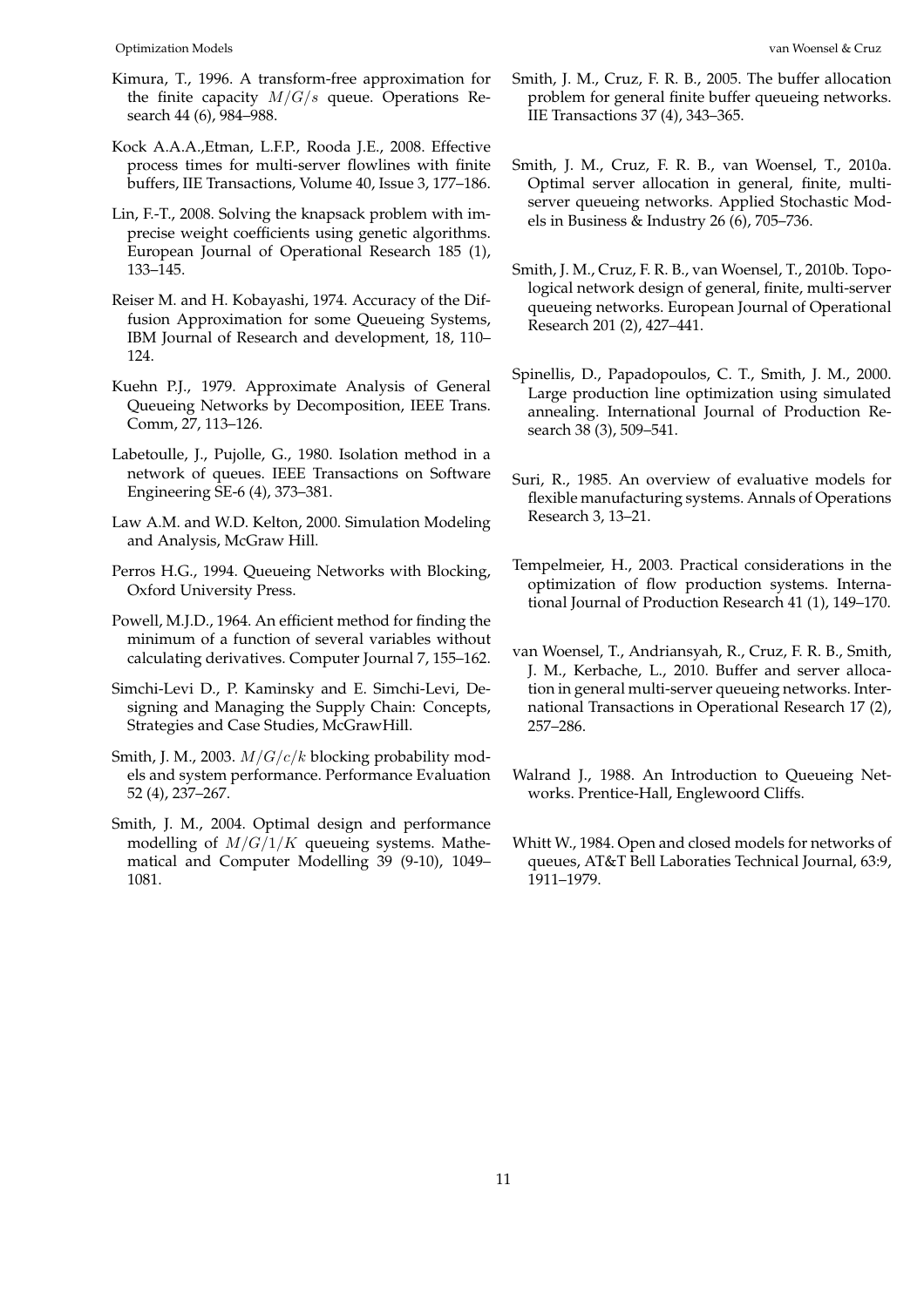Kimura, T., 1996. A transform-free approximation for the finite capacity $M/G/s$ queue. Operations Research 44 (6), 984–988.

Kock A.A.A.,Etman, L.F.P., Rooda J.E., 2008. Effective process times for multi-server flowlines with finite buffers, IIE Transactions, Volume 40, Issue 3, 177–186.

Lin, F.-T., 2008. Solving the knapsack problem with imprecise weight coefficients using genetic algorithms. European Journal of Operational Research 185 (1), 133–145.

Reiser M. and H. Kobayashi, 1974. Accuracy of the Diffusion Approximation for some Queueing Systems, IBM Journal of Research and development, 18, 110–124.

Kuehn P.J., 1979. Approximate Analysis of General Queueing Networks by Decomposition, IEEE Trans. Comm, 27, 113–126.

Labetoulle, J., Pujolle, G., 1980. Isolation method in a network of queues. IEEE Transactions on Software Engineering SE-6 (4), 373–381.

Law A.M. and W.D. Kelton, 2000. Simulation Modeling and Analysis, McGraw Hill.

Perros H.G., 1994. Queueing Networks with Blocking, Oxford University Press.

Powell, M.J.D., 1964. An efficient method for finding the minimum of a function of several variables without calculating derivatives. Computer Journal 7, 155–162.

Simchi-Levi D., P. Kaminsky and E. Simchi-Levi, Designing and Managing the Supply Chain: Concepts, Strategies and Case Studies, McGrawHill.

Smith, J. M., 2003. $M/G/c/k$ blocking probability models and system performance. Performance Evaluation 52 (4), 237–267.

Smith, J. M., 2004. Optimal design and performance modelling of $M/G/1/K$ queueing systems. Mathematical and Computer Modelling 39 (9-10), 1049–1081.

Smith, J. M., Cruz, F. R. B., 2005. The buffer allocation problem for general finite buffer queueing networks. IIE Transactions 37 (4), 343–365.

Smith, J. M., Cruz, F. R. B., van Woensel, T., 2010a. Optimal server allocation in general, finite, multi-server queueing networks. Applied Stochastic Models in Business & Industry 26 (6), 705–736.

Smith, J. M., Cruz, F. R. B., van Woensel, T., 2010b. Topological network design of general, finite, multi-server queueing networks. European Journal of Operational Research 201 (2), 427–441.

Spinellis, D., Papadopoulos, C. T., Smith, J. M., 2000. Large production line optimization using simulated annealing. International Journal of Production Research 38 (3), 509–541.

Suri, R., 1985. An overview of evaluative models for flexible manufacturing systems. Annals of Operations Research 3, 13–21.

Tempelmeier, H., 2003. Practical considerations in the optimization of flow production systems. International Journal of Production Research 41 (1), 149–170.

van Woensel, T., Andriansyah, R., Cruz, F. R. B., Smith, J. M., Kerbache, L., 2010. Buffer and server allocation in general multi-server queueing networks. International Transactions in Operational Research 17 (2), 257–286.

Walrand J., 1988. An Introduction to Queueing Networks. Prentice-Hall, Englewood Cliffs.

Whitt W., 1984. Open and closed models for networks of queues, AT&T Bell Laboraties Technical Journal, 63:9, 1911–1979.